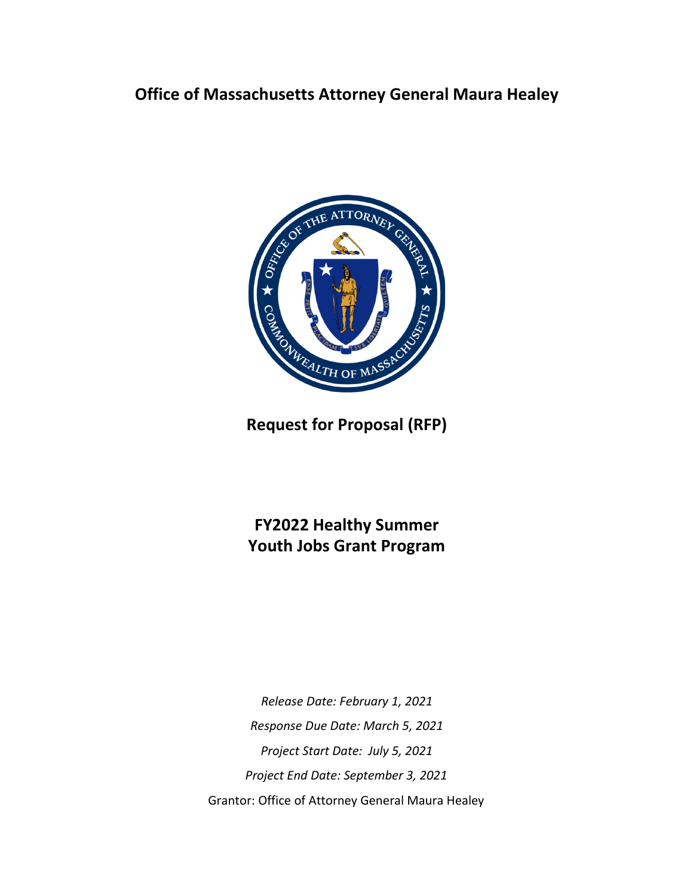# Office of Massachusetts Attorney General Maura Healey

## Request for Proposal (RFP)

## FY2022 Healthy Summer Youth Jobs Grant Program

*Release Date: February 1, 2021*

*Response Due Date: March 5, 2021*

*Project Start Date: July 5, 2021*

*Project End Date: September 3, 2021*

Grantor: Office of Attorney General Maura Healey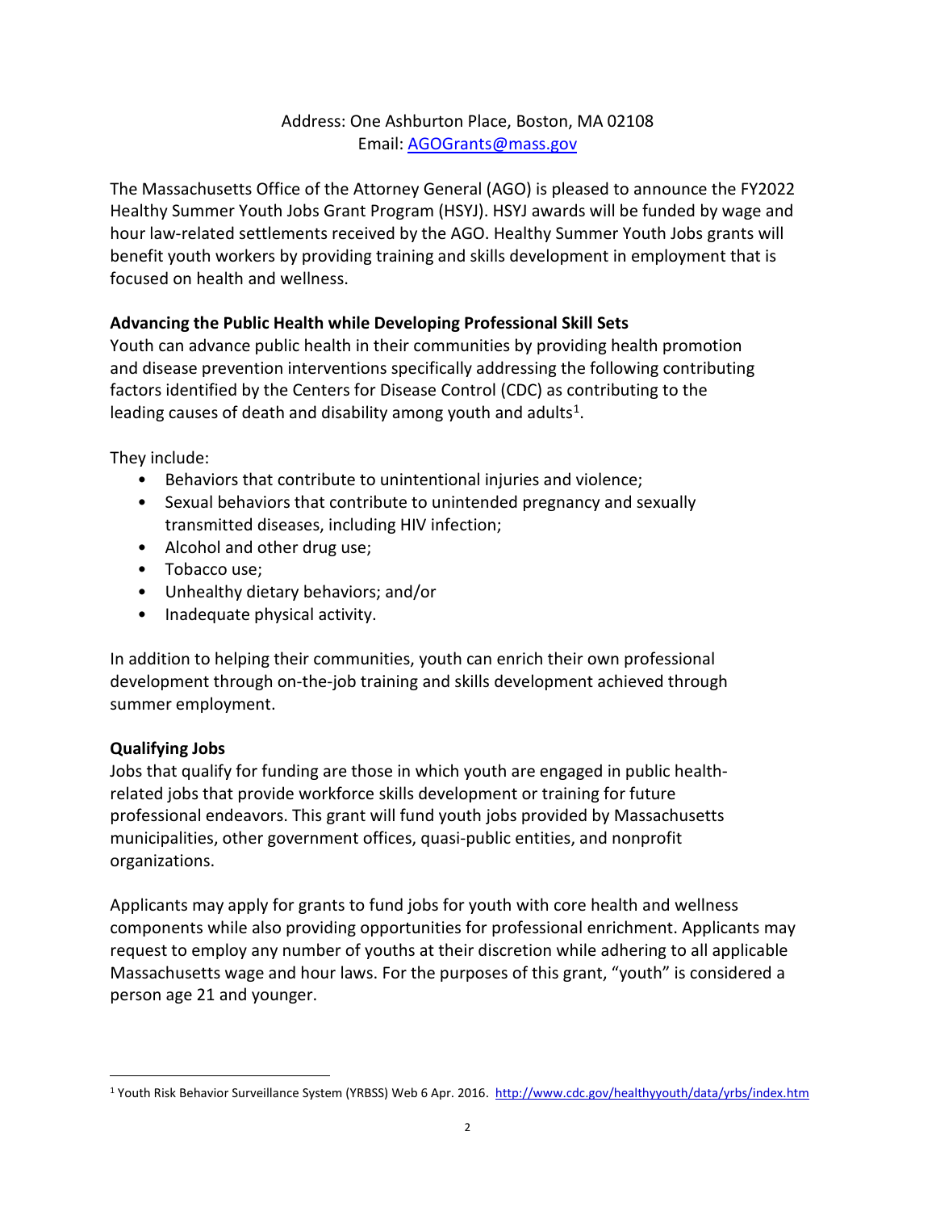Address: One Ashburton Place, Boston, MA 02108
Email: AGOGrants@mass.gov

The Massachusetts Office of the Attorney General (AGO) is pleased to announce the FY2022 Healthy Summer Youth Jobs Grant Program (HSYJ). HSYJ awards will be funded by wage and hour law-related settlements received by the AGO. Healthy Summer Youth Jobs grants will benefit youth workers by providing training and skills development in employment that is focused on health and wellness.

**Advancing the Public Health while Developing Professional Skill Sets**

Youth can advance public health in their communities by providing health promotion and disease prevention interventions specifically addressing the following contributing factors identified by the Centers for Disease Control (CDC) as contributing to the leading causes of death and disability among youth and adults[1].

They include:

- Behaviors that contribute to unintentional injuries and violence;
- Sexual behaviors that contribute to unintended pregnancy and sexually transmitted diseases, including HIV infection;
- Alcohol and other drug use;
- Tobacco use;
- Unhealthy dietary behaviors; and/or
- Inadequate physical activity.

In addition to helping their communities, youth can enrich their own professional development through on-the-job training and skills development achieved through summer employment.

**Qualifying Jobs**

Jobs that qualify for funding are those in which youth are engaged in public health-related jobs that provide workforce skills development or training for future professional endeavors. This grant will fund youth jobs provided by Massachusetts municipalities, other government offices, quasi-public entities, and nonprofit organizations.

Applicants may apply for grants to fund jobs for youth with core health and wellness components while also providing opportunities for professional enrichment. Applicants may request to employ any number of youths at their discretion while adhering to all applicable Massachusetts wage and hour laws. For the purposes of this grant, "youth" is considered a person age 21 and younger.

[1] Youth Risk Behavior Surveillance System (YRBSS) Web 6 Apr. 2016. http://www.cdc.gov/healthyyouth/data/yrbs/index.htm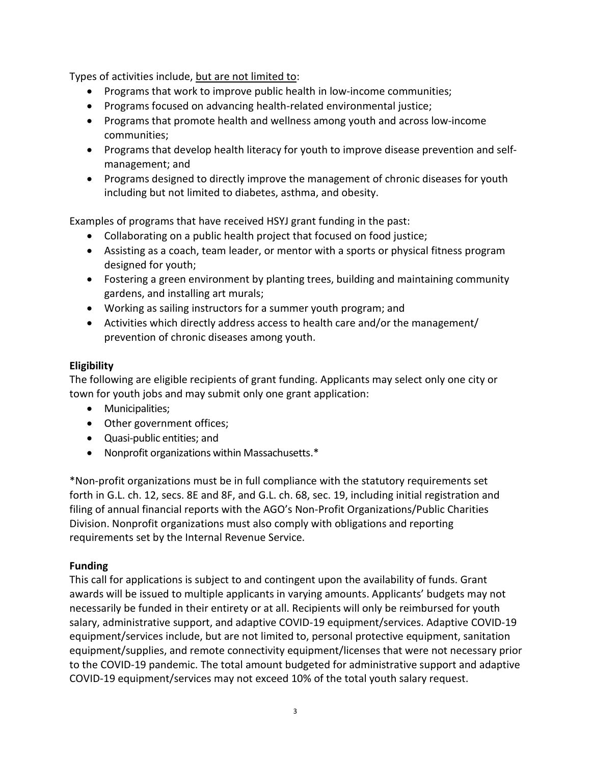Types of activities include, <u>but are not limited to</u>:

- Programs that work to improve public health in low-income communities;
- Programs focused on advancing health-related environmental justice;
- Programs that promote health and wellness among youth and across low-income communities;
- Programs that develop health literacy for youth to improve disease prevention and self-management; and
- Programs designed to directly improve the management of chronic diseases for youth including but not limited to diabetes, asthma, and obesity.

Examples of programs that have received HSYJ grant funding in the past:

- Collaborating on a public health project that focused on food justice;
- Assisting as a coach, team leader, or mentor with a sports or physical fitness program designed for youth;
- Fostering a green environment by planting trees, building and maintaining community gardens, and installing art murals;
- Working as sailing instructors for a summer youth program; and
- Activities which directly address access to health care and/or the management/ prevention of chronic diseases among youth.

**Eligibility**

The following are eligible recipients of grant funding. Applicants may select only one city or town for youth jobs and may submit only one grant application:

- Municipalities;
- Other government offices;
- Quasi-public entities; and
- Nonprofit organizations within Massachusetts.*

*Non-profit organizations must be in full compliance with the statutory requirements set forth in G.L. ch. 12, secs. 8E and 8F, and G.L. ch. 68, sec. 19, including initial registration and filing of annual financial reports with the AGO's Non-Profit Organizations/Public Charities Division. Nonprofit organizations must also comply with obligations and reporting requirements set by the Internal Revenue Service.

**Funding**

This call for applications is subject to and contingent upon the availability of funds. Grant awards will be issued to multiple applicants in varying amounts. Applicants' budgets may not necessarily be funded in their entirety or at all. Recipients will only be reimbursed for youth salary, administrative support, and adaptive COVID-19 equipment/services. Adaptive COVID-19 equipment/services include, but are not limited to, personal protective equipment, sanitation equipment/supplies, and remote connectivity equipment/licenses that were not necessary prior to the COVID-19 pandemic. The total amount budgeted for administrative support and adaptive COVID-19 equipment/services may not exceed 10% of the total youth salary request.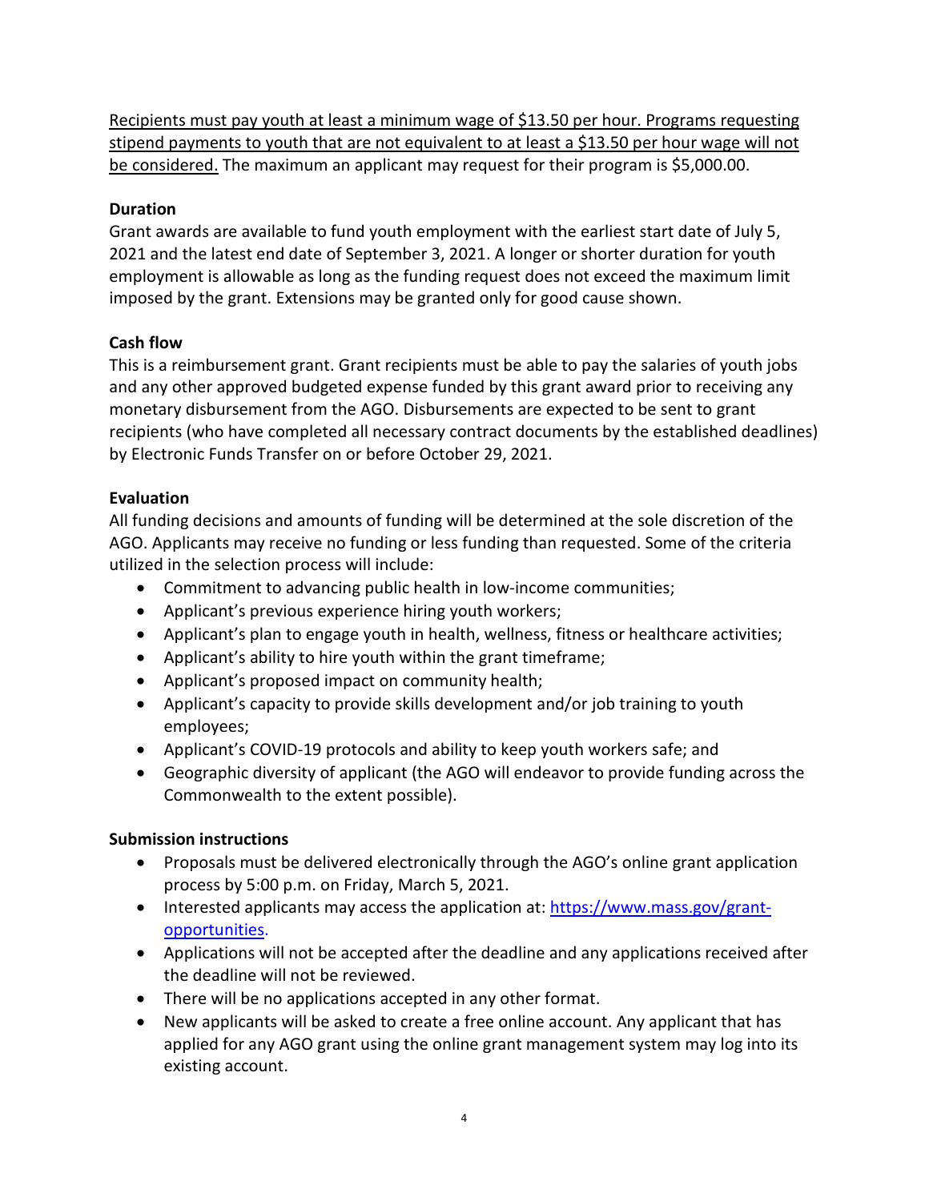<u>Recipients must pay youth at least a minimum wage of $13.50 per hour. Programs requesting stipend payments to youth that are not equivalent to at least a $13.50 per hour wage will not be considered.</u> The maximum an applicant may request for their program is $5,000.00.

**Duration**

Grant awards are available to fund youth employment with the earliest start date of July 5, 2021 and the latest end date of September 3, 2021. A longer or shorter duration for youth employment is allowable as long as the funding request does not exceed the maximum limit imposed by the grant. Extensions may be granted only for good cause shown.

**Cash flow**

This is a reimbursement grant. Grant recipients must be able to pay the salaries of youth jobs and any other approved budgeted expense funded by this grant award prior to receiving any monetary disbursement from the AGO. Disbursements are expected to be sent to grant recipients (who have completed all necessary contract documents by the established deadlines) by Electronic Funds Transfer on or before October 29, 2021.

**Evaluation**

All funding decisions and amounts of funding will be determined at the sole discretion of the AGO. Applicants may receive no funding or less funding than requested. Some of the criteria utilized in the selection process will include:

- Commitment to advancing public health in low-income communities;
- Applicant's previous experience hiring youth workers;
- Applicant's plan to engage youth in health, wellness, fitness or healthcare activities;
- Applicant's ability to hire youth within the grant timeframe;
- Applicant's proposed impact on community health;
- Applicant's capacity to provide skills development and/or job training to youth employees;
- Applicant's COVID-19 protocols and ability to keep youth workers safe; and
- Geographic diversity of applicant (the AGO will endeavor to provide funding across the Commonwealth to the extent possible).

**Submission instructions**

- Proposals must be delivered electronically through the AGO's online grant application process by 5:00 p.m. on Friday, March 5, 2021.
- Interested applicants may access the application at: [https://www.mass.gov/grant-opportunities](https://www.mass.gov/grant-opportunities).
- Applications will not be accepted after the deadline and any applications received after the deadline will not be reviewed.
- There will be no applications accepted in any other format.
- New applicants will be asked to create a free online account. Any applicant that has applied for any AGO grant using the online grant management system may log into its existing account.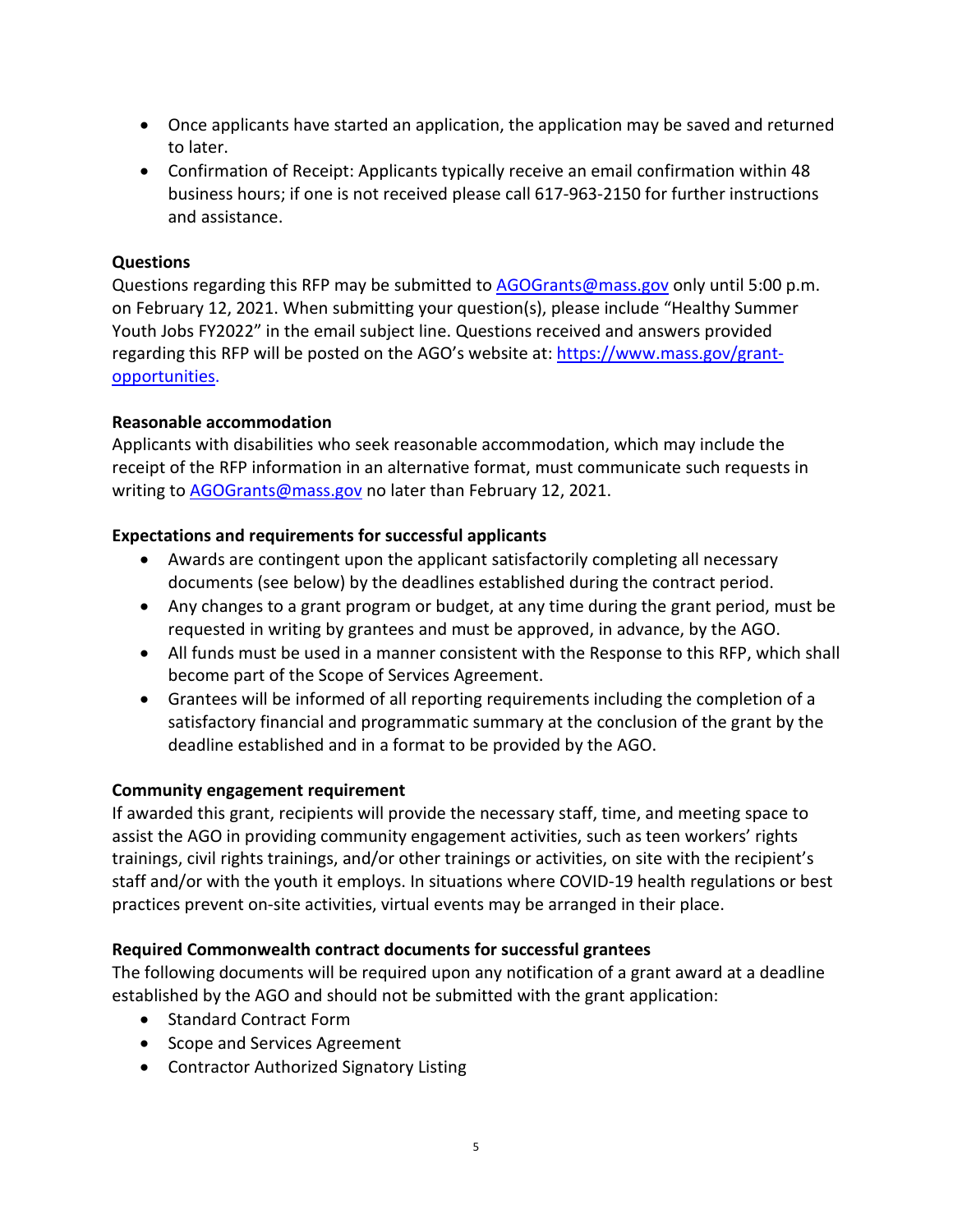- Once applicants have started an application, the application may be saved and returned to later.
- Confirmation of Receipt: Applicants typically receive an email confirmation within 48 business hours; if one is not received please call 617-963-2150 for further instructions and assistance.

**Questions**

Questions regarding this RFP may be submitted to [AGOGrants@mass.gov](mailto:AGOGrants@mass.gov) only until 5:00 p.m. on February 12, 2021. When submitting your question(s), please include "Healthy Summer Youth Jobs FY2022" in the email subject line. Questions received and answers provided regarding this RFP will be posted on the AGO's website at: [https://www.mass.gov/grant-opportunities](https://www.mass.gov/grant-opportunities).

**Reasonable accommodation**

Applicants with disabilities who seek reasonable accommodation, which may include the receipt of the RFP information in an alternative format, must communicate such requests in writing to [AGOGrants@mass.gov](mailto:AGOGrants@mass.gov) no later than February 12, 2021.

**Expectations and requirements for successful applicants**

- Awards are contingent upon the applicant satisfactorily completing all necessary documents (see below) by the deadlines established during the contract period.
- Any changes to a grant program or budget, at any time during the grant period, must be requested in writing by grantees and must be approved, in advance, by the AGO.
- All funds must be used in a manner consistent with the Response to this RFP, which shall become part of the Scope of Services Agreement.
- Grantees will be informed of all reporting requirements including the completion of a satisfactory financial and programmatic summary at the conclusion of the grant by the deadline established and in a format to be provided by the AGO.

**Community engagement requirement**

If awarded this grant, recipients will provide the necessary staff, time, and meeting space to assist the AGO in providing community engagement activities, such as teen workers' rights trainings, civil rights trainings, and/or other trainings or activities, on site with the recipient's staff and/or with the youth it employs. In situations where COVID-19 health regulations or best practices prevent on-site activities, virtual events may be arranged in their place.

**Required Commonwealth contract documents for successful grantees**

The following documents will be required upon any notification of a grant award at a deadline established by the AGO and should not be submitted with the grant application:

- Standard Contract Form
- Scope and Services Agreement
- Contractor Authorized Signatory Listing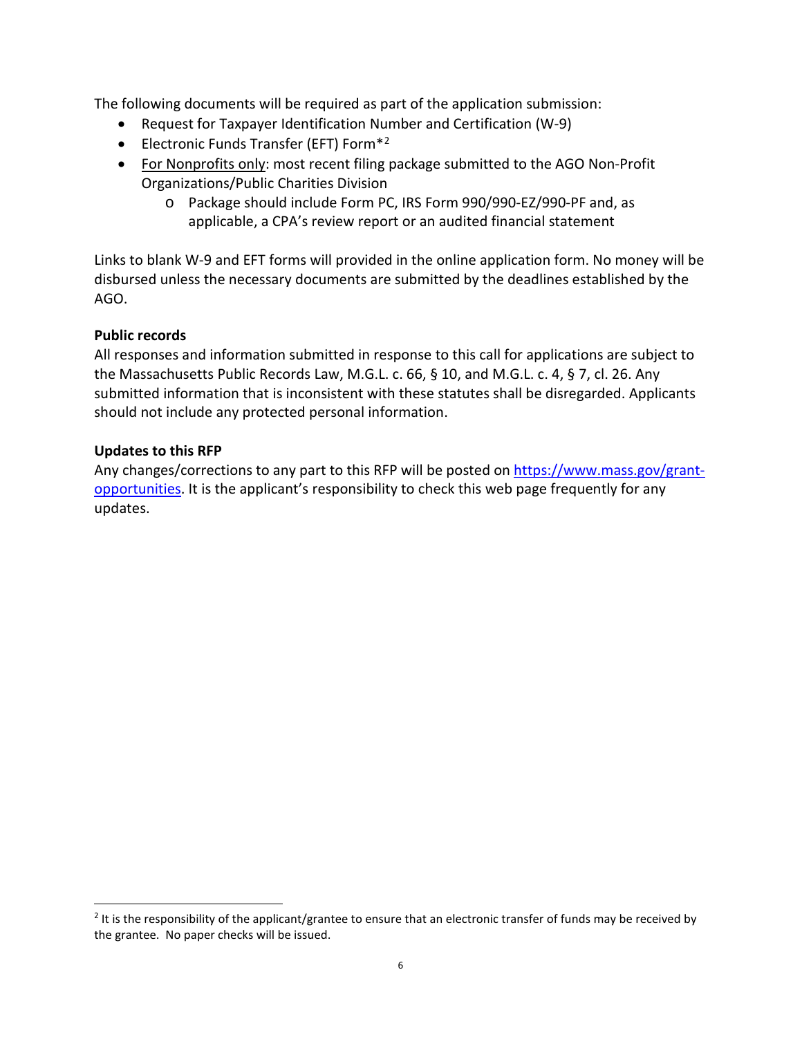The following documents will be required as part of the application submission:

- Request for Taxpayer Identification Number and Certification (W-9)
- Electronic Funds Transfer (EFT) Form*[2]
- For Nonprofits only: most recent filing package submitted to the AGO Non-Profit Organizations/Public Charities Division
  - Package should include Form PC, IRS Form 990/990-EZ/990-PF and, as applicable, a CPA's review report or an audited financial statement

Links to blank W-9 and EFT forms will provided in the online application form. No money will be disbursed unless the necessary documents are submitted by the deadlines established by the AGO.

**Public records**

All responses and information submitted in response to this call for applications are subject to the Massachusetts Public Records Law, M.G.L. c. 66, § 10, and M.G.L. c. 4, § 7, cl. 26. Any submitted information that is inconsistent with these statutes shall be disregarded. Applicants should not include any protected personal information.

**Updates to this RFP**

Any changes/corrections to any part to this RFP will be posted on [https://www.mass.gov/grant-opportunities](https://www.mass.gov/grant-opportunities). It is the applicant's responsibility to check this web page frequently for any updates.

---

[2] It is the responsibility of the applicant/grantee to ensure that an electronic transfer of funds may be received by the grantee. No paper checks will be issued.